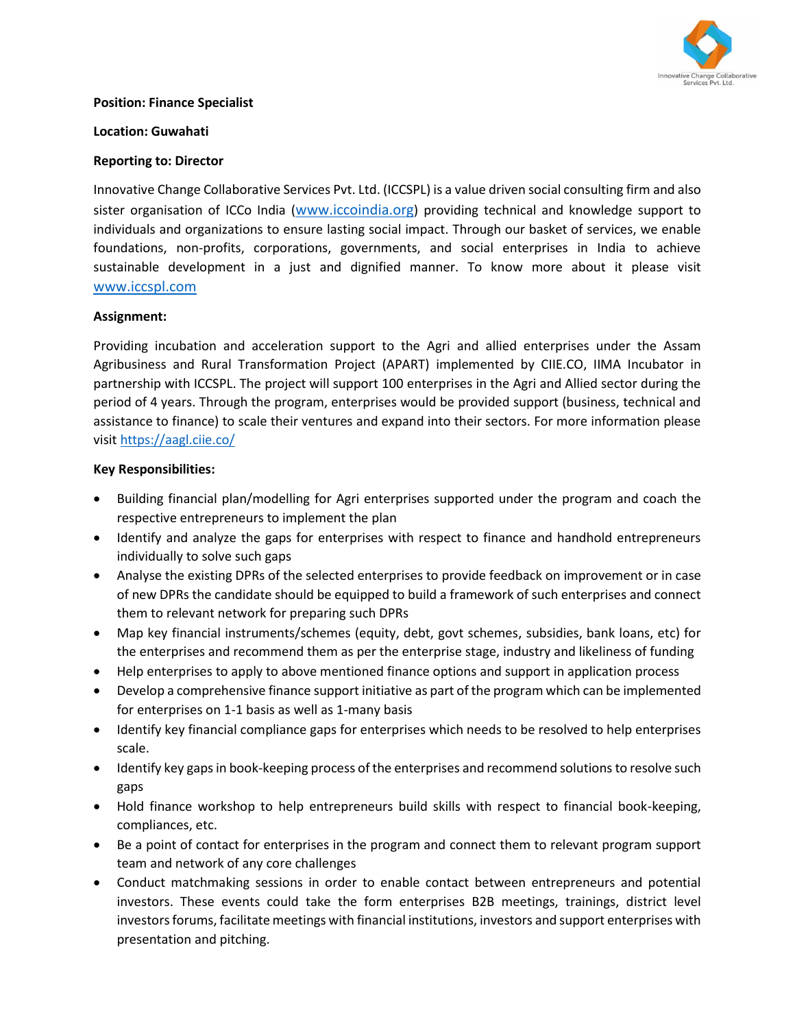**Position: Finance Specialist**

**Location: Guwahati**

**Reporting to: Director**

Innovative Change Collaborative Services Pvt. Ltd. (ICCSPL) is a value driven social consulting firm and also sister organisation of ICCo India (www.iccoindia.org) providing technical and knowledge support to individuals and organizations to ensure lasting social impact. Through our basket of services, we enable foundations, non-profits, corporations, governments, and social enterprises in India to achieve sustainable development in a just and dignified manner. To know more about it please visit www.iccspl.com

**Assignment:**

Providing incubation and acceleration support to the Agri and allied enterprises under the Assam Agribusiness and Rural Transformation Project (APART) implemented by CIIE.CO, IIMA Incubator in partnership with ICCSPL. The project will support 100 enterprises in the Agri and Allied sector during the period of 4 years. Through the program, enterprises would be provided support (business, technical and assistance to finance) to scale their ventures and expand into their sectors. For more information please visit https://aagl.ciie.co/

**Key Responsibilities:**

- Building financial plan/modelling for Agri enterprises supported under the program and coach the respective entrepreneurs to implement the plan
- Identify and analyze the gaps for enterprises with respect to finance and handhold entrepreneurs individually to solve such gaps
- Analyse the existing DPRs of the selected enterprises to provide feedback on improvement or in case of new DPRs the candidate should be equipped to build a framework of such enterprises and connect them to relevant network for preparing such DPRs
- Map key financial instruments/schemes (equity, debt, govt schemes, subsidies, bank loans, etc) for the enterprises and recommend them as per the enterprise stage, industry and likeliness of funding
- Help enterprises to apply to above mentioned finance options and support in application process
- Develop a comprehensive finance support initiative as part of the program which can be implemented for enterprises on 1-1 basis as well as 1-many basis
- Identify key financial compliance gaps for enterprises which needs to be resolved to help enterprises scale.
- Identify key gaps in book-keeping process of the enterprises and recommend solutions to resolve such gaps
- Hold finance workshop to help entrepreneurs build skills with respect to financial book-keeping, compliances, etc.
- Be a point of contact for enterprises in the program and connect them to relevant program support team and network of any core challenges
- Conduct matchmaking sessions in order to enable contact between entrepreneurs and potential investors. These events could take the form enterprises B2B meetings, trainings, district level investors forums, facilitate meetings with financial institutions, investors and support enterprises with presentation and pitching.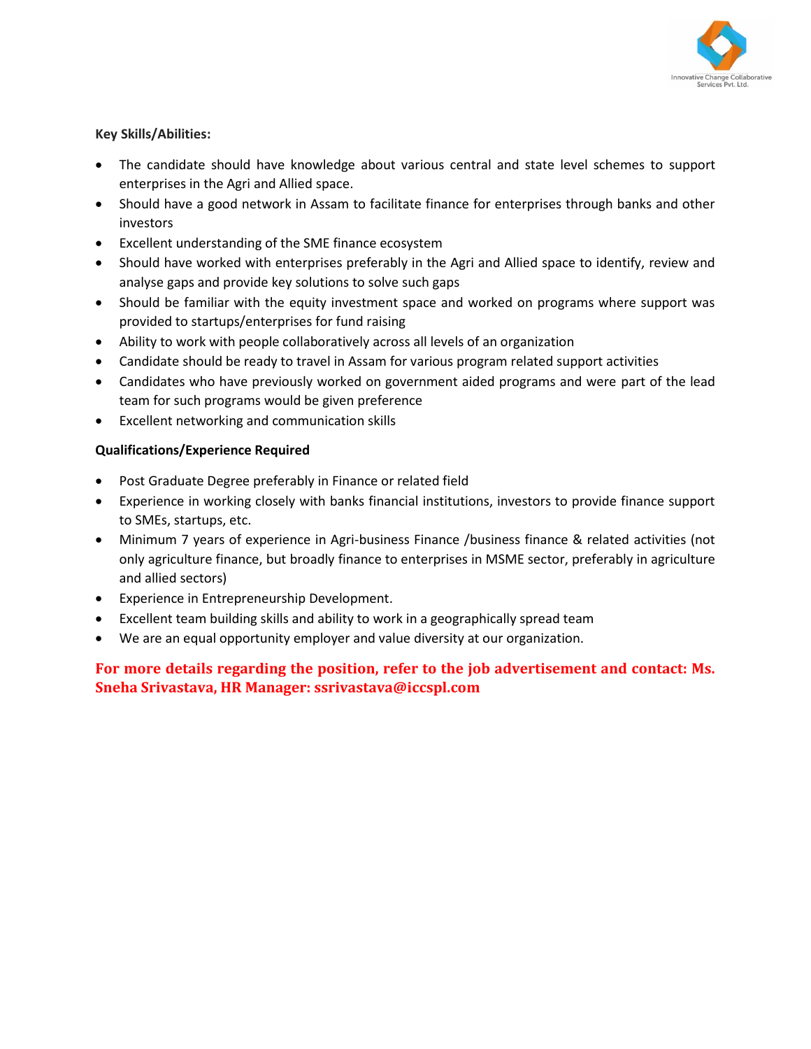**Key Skills/Abilities:**

- The candidate should have knowledge about various central and state level schemes to support enterprises in the Agri and Allied space.
- Should have a good network in Assam to facilitate finance for enterprises through banks and other investors
- Excellent understanding of the SME finance ecosystem
- Should have worked with enterprises preferably in the Agri and Allied space to identify, review and analyse gaps and provide key solutions to solve such gaps
- Should be familiar with the equity investment space and worked on programs where support was provided to startups/enterprises for fund raising
- Ability to work with people collaboratively across all levels of an organization
- Candidate should be ready to travel in Assam for various program related support activities
- Candidates who have previously worked on government aided programs and were part of the lead team for such programs would be given preference
- Excellent networking and communication skills

**Qualifications/Experience Required**

- Post Graduate Degree preferably in Finance or related field
- Experience in working closely with banks financial institutions, investors to provide finance support to SMEs, startups, etc.
- Minimum 7 years of experience in Agri-business Finance /business finance & related activities (not only agriculture finance, but broadly finance to enterprises in MSME sector, preferably in agriculture and allied sectors)
- Experience in Entrepreneurship Development.
- Excellent team building skills and ability to work in a geographically spread team
- We are an equal opportunity employer and value diversity at our organization.

**For more details regarding the position, refer to the job advertisement and contact: Ms. Sneha Srivastava, HR Manager: ssrivastava@iccspl.com**